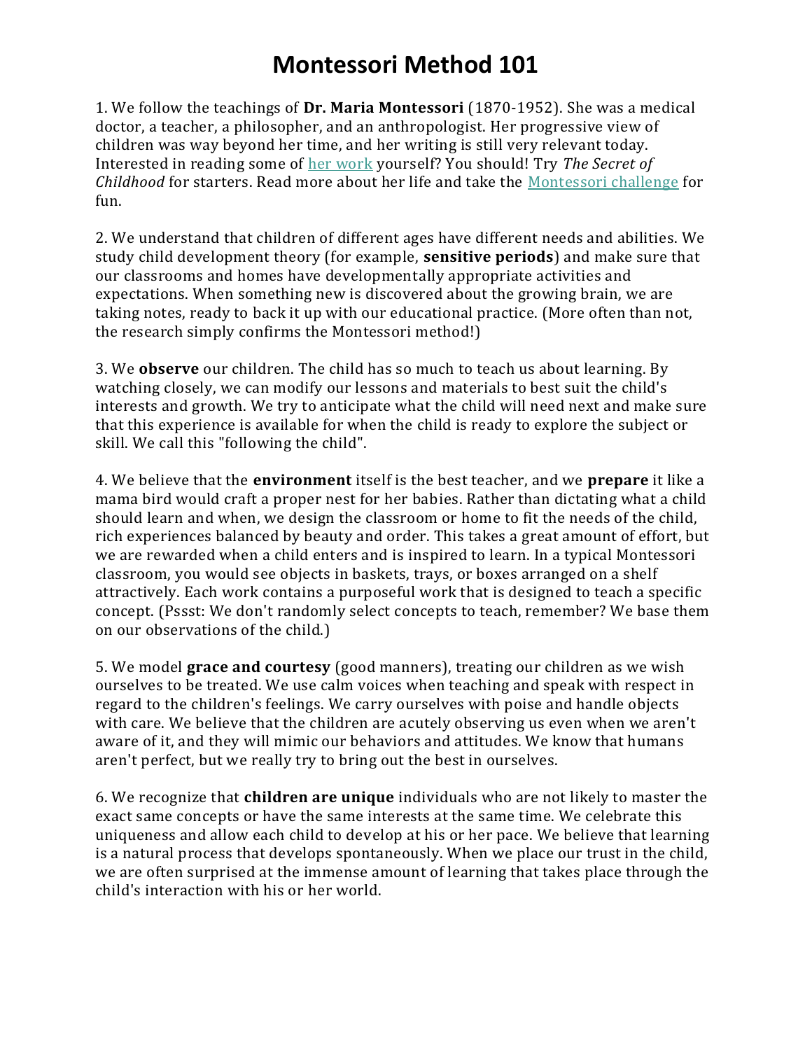# Montessori Method 101

1. We follow the teachings of **Dr. Maria Montessori** (1870-1952). She was a medical doctor, a teacher, a philosopher, and an anthropologist. Her progressive view of children was way beyond her time, and her writing is still very relevant today. Interested in reading some of her work yourself? You should! Try *The Secret of Childhood* for starters. Read more about her life and take the Montessori challenge for fun.

2. We understand that children of different ages have different needs and abilities. We study child development theory (for example, **sensitive periods**) and make sure that our classrooms and homes have developmentally appropriate activities and expectations. When something new is discovered about the growing brain, we are taking notes, ready to back it up with our educational practice. (More often than not, the research simply confirms the Montessori method!)

3. We **observe** our children. The child has so much to teach us about learning. By watching closely, we can modify our lessons and materials to best suit the child's interests and growth. We try to anticipate what the child will need next and make sure that this experience is available for when the child is ready to explore the subject or skill. We call this "following the child".

4. We believe that the **environment** itself is the best teacher, and we **prepare** it like a mama bird would craft a proper nest for her babies. Rather than dictating what a child should learn and when, we design the classroom or home to fit the needs of the child, rich experiences balanced by beauty and order. This takes a great amount of effort, but we are rewarded when a child enters and is inspired to learn. In a typical Montessori classroom, you would see objects in baskets, trays, or boxes arranged on a shelf attractively. Each work contains a purposeful work that is designed to teach a specific concept. (Pssst: We don't randomly select concepts to teach, remember? We base them on our observations of the child.)

5. We model **grace and courtesy** (good manners), treating our children as we wish ourselves to be treated. We use calm voices when teaching and speak with respect in regard to the children's feelings. We carry ourselves with poise and handle objects with care. We believe that the children are acutely observing us even when we aren't aware of it, and they will mimic our behaviors and attitudes. We know that humans aren't perfect, but we really try to bring out the best in ourselves.

6. We recognize that **children are unique** individuals who are not likely to master the exact same concepts or have the same interests at the same time. We celebrate this uniqueness and allow each child to develop at his or her pace. We believe that learning is a natural process that develops spontaneously. When we place our trust in the child, we are often surprised at the immense amount of learning that takes place through the child's interaction with his or her world.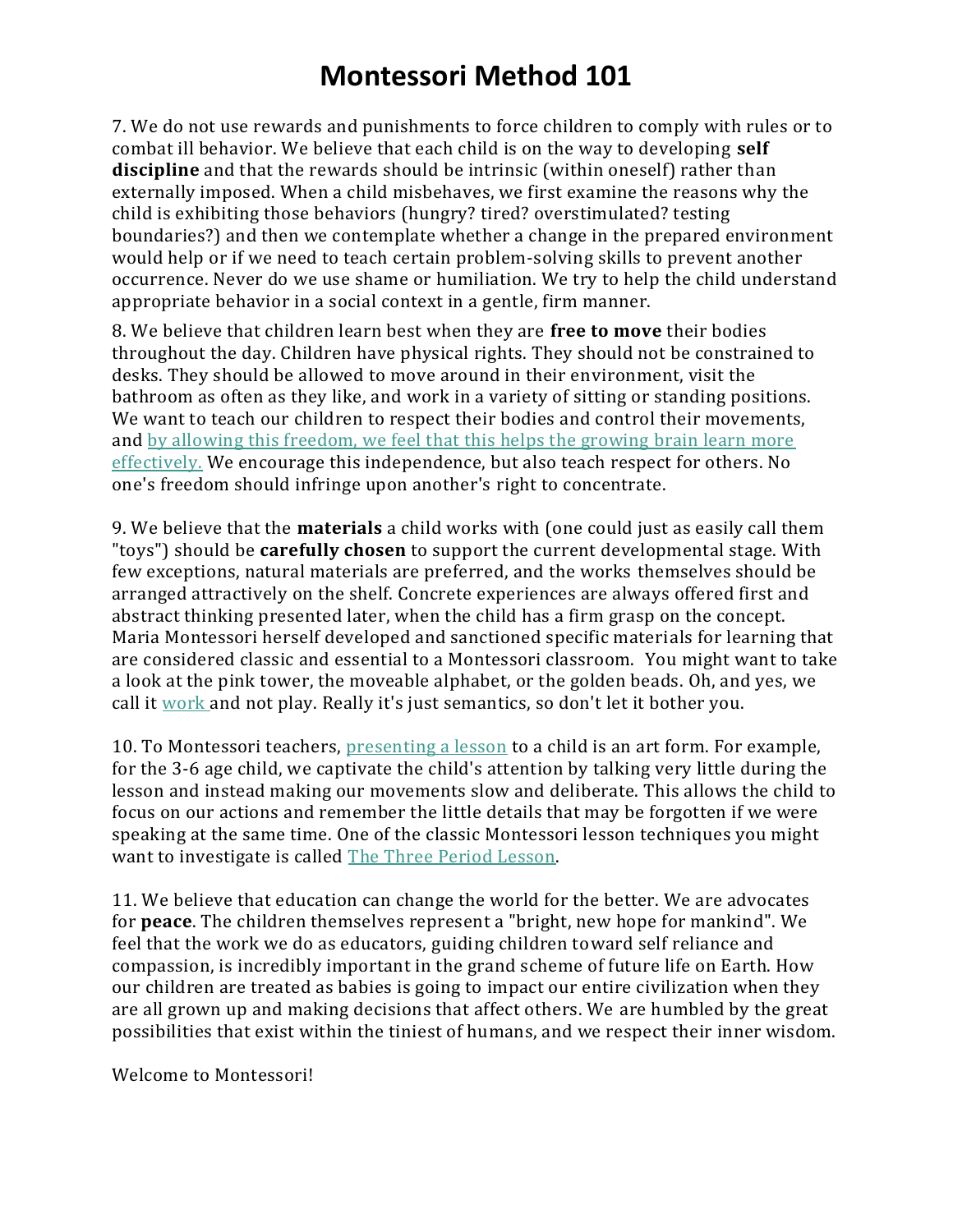# Montessori Method 101

7. We do not use rewards and punishments to force children to comply with rules or to combat ill behavior. We believe that each child is on the way to developing **self discipline** and that the rewards should be intrinsic (within oneself) rather than externally imposed. When a child misbehaves, we first examine the reasons why the child is exhibiting those behaviors (hungry? tired? overstimulated? testing boundaries?) and then we contemplate whether a change in the prepared environment would help or if we need to teach certain problem-solving skills to prevent another occurrence. Never do we use shame or humiliation. We try to help the child understand appropriate behavior in a social context in a gentle, firm manner.

8. We believe that children learn best when they are **free to move** their bodies throughout the day. Children have physical rights. They should not be constrained to desks. They should be allowed to move around in their environment, visit the bathroom as often as they like, and work in a variety of sitting or standing positions. We want to teach our children to respect their bodies and control their movements, and by allowing this freedom, we feel that this helps the growing brain learn more effectively. We encourage this independence, but also teach respect for others. No one's freedom should infringe upon another's right to concentrate.

9. We believe that the **materials** a child works with (one could just as easily call them "toys") should be **carefully chosen** to support the current developmental stage. With few exceptions, natural materials are preferred, and the works themselves should be arranged attractively on the shelf. Concrete experiences are always offered first and abstract thinking presented later, when the child has a firm grasp on the concept. Maria Montessori herself developed and sanctioned specific materials for learning that are considered classic and essential to a Montessori classroom. You might want to take a look at the pink tower, the moveable alphabet, or the golden beads. Oh, and yes, we call it work and not play. Really it's just semantics, so don't let it bother you.

10. To Montessori teachers, presenting a lesson to a child is an art form. For example, for the 3-6 age child, we captivate the child's attention by talking very little during the lesson and instead making our movements slow and deliberate. This allows the child to focus on our actions and remember the little details that may be forgotten if we were speaking at the same time. One of the classic Montessori lesson techniques you might want to investigate is called The Three Period Lesson.

11. We believe that education can change the world for the better. We are advocates for **peace**. The children themselves represent a "bright, new hope for mankind". We feel that the work we do as educators, guiding children toward self reliance and compassion, is incredibly important in the grand scheme of future life on Earth. How our children are treated as babies is going to impact our entire civilization when they are all grown up and making decisions that affect others. We are humbled by the great possibilities that exist within the tiniest of humans, and we respect their inner wisdom.

Welcome to Montessori!